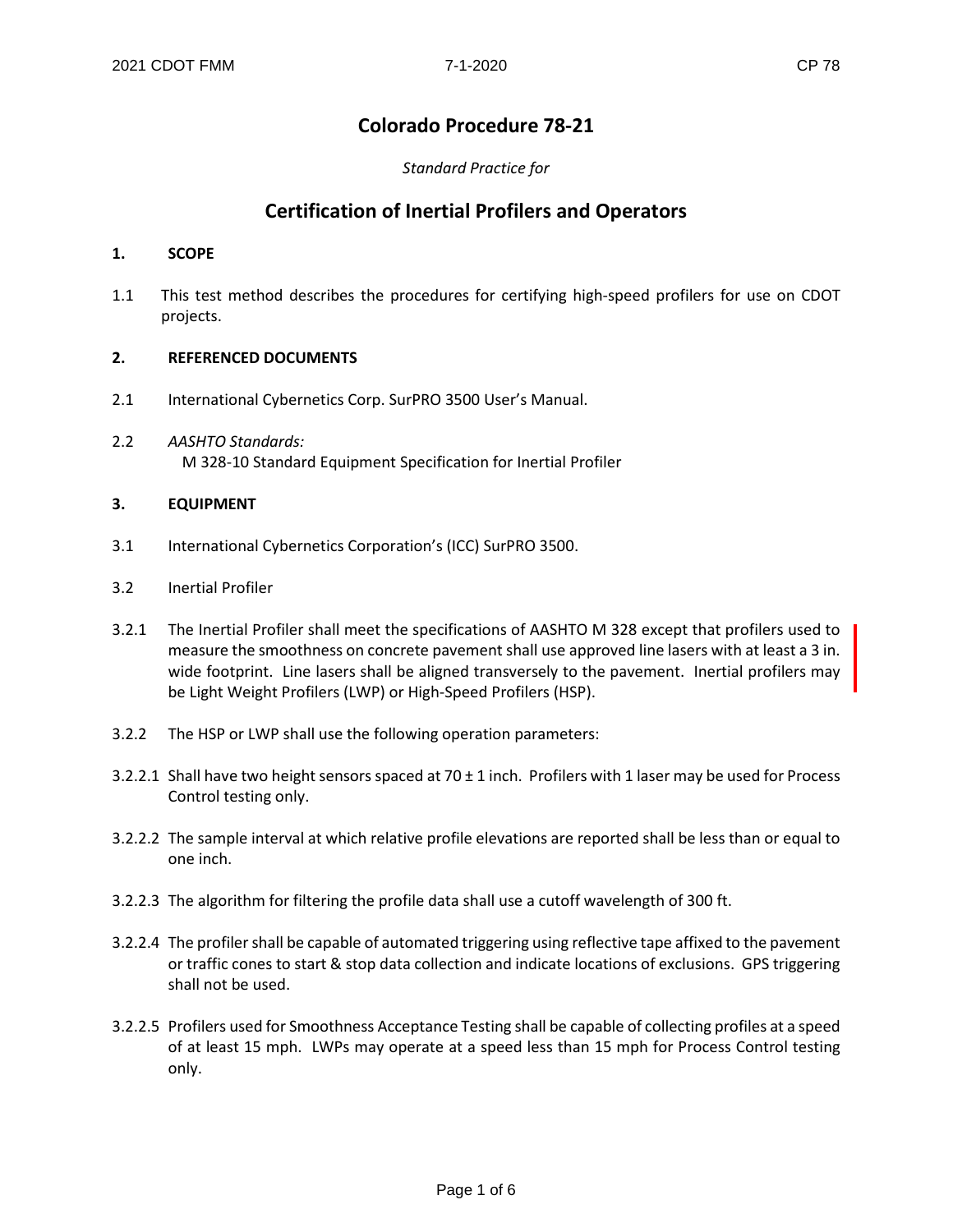# Colorado Procedure 78-21

*Standard Practice for*

## Certification of Inertial Profilers and Operators

### 1. SCOPE

1.1 This test method describes the procedures for certifying high-speed profilers for use on CDOT projects.

### 2. REFERENCED DOCUMENTS

2.1 International Cybernetics Corp. SurPRO 3500 User's Manual.

2.2 *AASHTO Standards:*
M 328-10 Standard Equipment Specification for Inertial Profiler

### 3. EQUIPMENT

3.1 International Cybernetics Corporation's (ICC) SurPRO 3500.

3.2 Inertial Profiler

3.2.1 The Inertial Profiler shall meet the specifications of AASHTO M 328 except that profilers used to measure the smoothness on concrete pavement shall use approved line lasers with at least a 3 in. wide footprint. Line lasers shall be aligned transversely to the pavement. Inertial profilers may be Light Weight Profilers (LWP) or High-Speed Profilers (HSP).

3.2.2 The HSP or LWP shall use the following operation parameters:

3.2.2.1 Shall have two height sensors spaced at 70 ± 1 inch. Profilers with 1 laser may be used for Process Control testing only.

3.2.2.2 The sample interval at which relative profile elevations are reported shall be less than or equal to one inch.

3.2.2.3 The algorithm for filtering the profile data shall use a cutoff wavelength of 300 ft.

3.2.2.4 The profiler shall be capable of automated triggering using reflective tape affixed to the pavement or traffic cones to start & stop data collection and indicate locations of exclusions. GPS triggering shall not be used.

3.2.2.5 Profilers used for Smoothness Acceptance Testing shall be capable of collecting profiles at a speed of at least 15 mph. LWPs may operate at a speed less than 15 mph for Process Control testing only.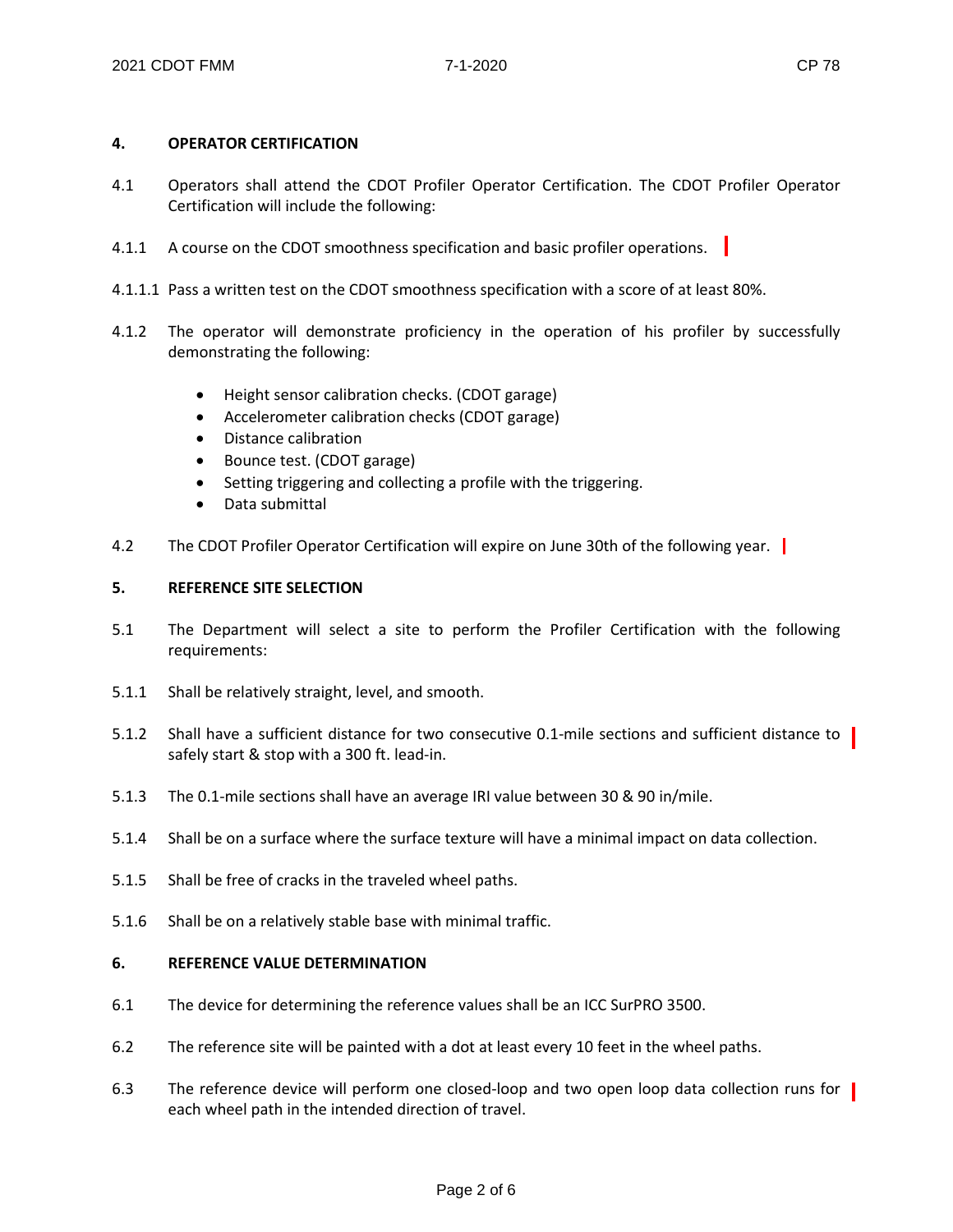## 4. OPERATOR CERTIFICATION

4.1 Operators shall attend the CDOT Profiler Operator Certification. The CDOT Profiler Operator Certification will include the following:

4.1.1 A course on the CDOT smoothness specification and basic profiler operations.

4.1.1.1 Pass a written test on the CDOT smoothness specification with a score of at least 80%.

4.1.2 The operator will demonstrate proficiency in the operation of his profiler by successfully demonstrating the following:

- Height sensor calibration checks. (CDOT garage)
- Accelerometer calibration checks (CDOT garage)
- Distance calibration
- Bounce test. (CDOT garage)
- Setting triggering and collecting a profile with the triggering.
- Data submittal

4.2 The CDOT Profiler Operator Certification will expire on June 30th of the following year.

## 5. REFERENCE SITE SELECTION

5.1 The Department will select a site to perform the Profiler Certification with the following requirements:

5.1.1 Shall be relatively straight, level, and smooth.

5.1.2 Shall have a sufficient distance for two consecutive 0.1-mile sections and sufficient distance to safely start & stop with a 300 ft. lead-in.

5.1.3 The 0.1-mile sections shall have an average IRI value between 30 & 90 in/mile.

5.1.4 Shall be on a surface where the surface texture will have a minimal impact on data collection.

5.1.5 Shall be free of cracks in the traveled wheel paths.

5.1.6 Shall be on a relatively stable base with minimal traffic.

## 6. REFERENCE VALUE DETERMINATION

6.1 The device for determining the reference values shall be an ICC SurPRO 3500.

6.2 The reference site will be painted with a dot at least every 10 feet in the wheel paths.

6.3 The reference device will perform one closed-loop and two open loop data collection runs for each wheel path in the intended direction of travel.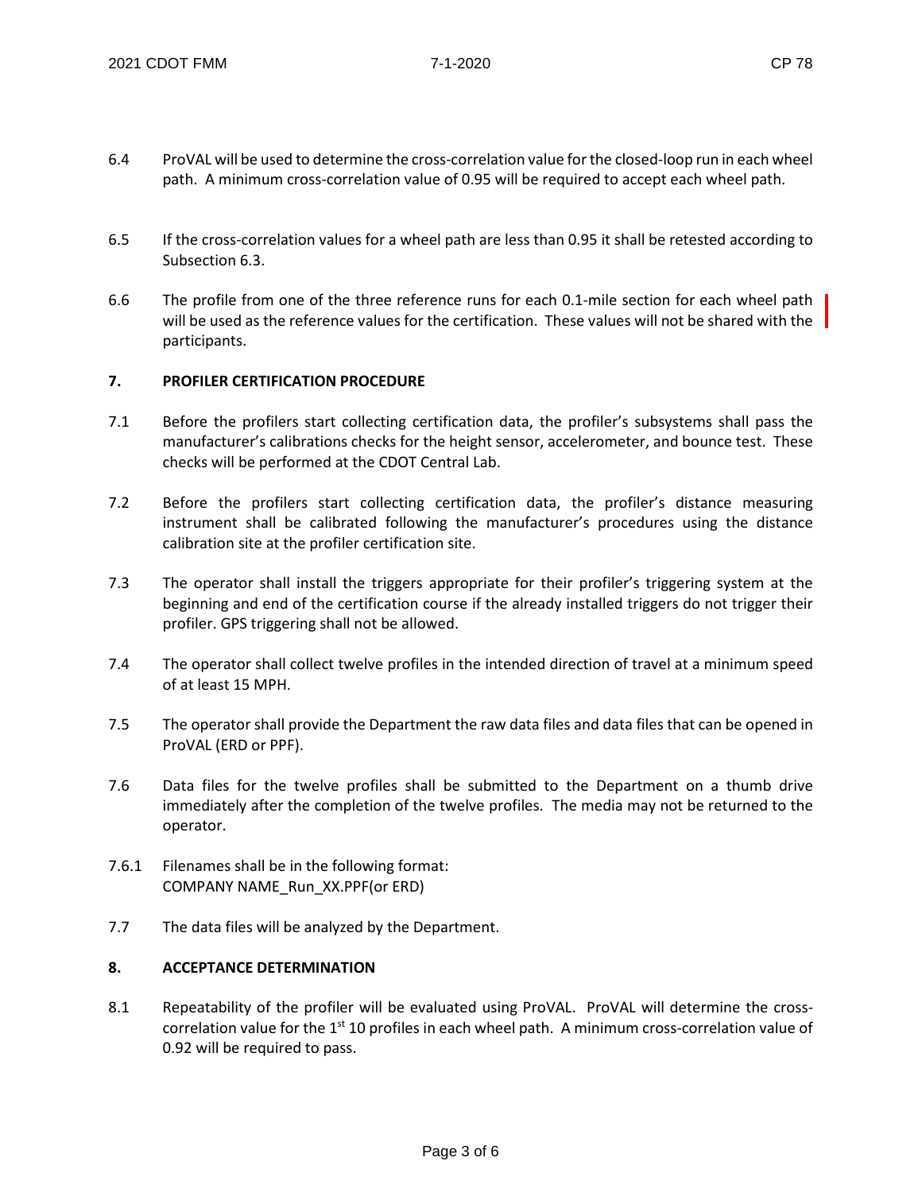6.4 ProVAL will be used to determine the cross-correlation value for the closed-loop run in each wheel path. A minimum cross-correlation value of 0.95 will be required to accept each wheel path.

6.5 If the cross-correlation values for a wheel path are less than 0.95 it shall be retested according to Subsection 6.3.

6.6 The profile from one of the three reference runs for each 0.1-mile section for each wheel path will be used as the reference values for the certification. These values will not be shared with the participants.

## 7. PROFILER CERTIFICATION PROCEDURE

7.1 Before the profilers start collecting certification data, the profiler's subsystems shall pass the manufacturer's calibrations checks for the height sensor, accelerometer, and bounce test. These checks will be performed at the CDOT Central Lab.

7.2 Before the profilers start collecting certification data, the profiler's distance measuring instrument shall be calibrated following the manufacturer's procedures using the distance calibration site at the profiler certification site.

7.3 The operator shall install the triggers appropriate for their profiler's triggering system at the beginning and end of the certification course if the already installed triggers do not trigger their profiler. GPS triggering shall not be allowed.

7.4 The operator shall collect twelve profiles in the intended direction of travel at a minimum speed of at least 15 MPH.

7.5 The operator shall provide the Department the raw data files and data files that can be opened in ProVAL (ERD or PPF).

7.6 Data files for the twelve profiles shall be submitted to the Department on a thumb drive immediately after the completion of the twelve profiles. The media may not be returned to the operator.

7.6.1 Filenames shall be in the following format:
COMPANY NAME_Run_XX.PPF(or ERD)

7.7 The data files will be analyzed by the Department.

## 8. ACCEPTANCE DETERMINATION

8.1 Repeatability of the profiler will be evaluated using ProVAL. ProVAL will determine the cross-correlation value for the 1st 10 profiles in each wheel path. A minimum cross-correlation value of 0.92 will be required to pass.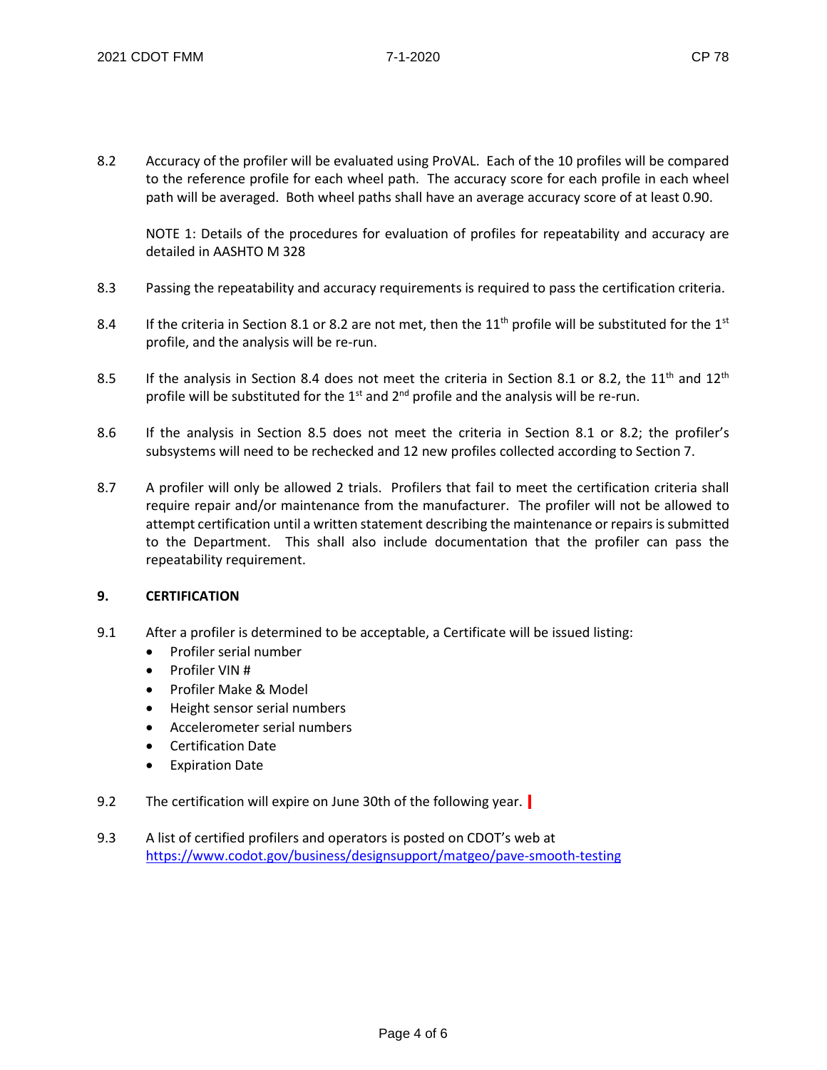8.2 Accuracy of the profiler will be evaluated using ProVAL. Each of the 10 profiles will be compared to the reference profile for each wheel path. The accuracy score for each profile in each wheel path will be averaged. Both wheel paths shall have an average accuracy score of at least 0.90.

NOTE 1: Details of the procedures for evaluation of profiles for repeatability and accuracy are detailed in AASHTO M 328

8.3 Passing the repeatability and accuracy requirements is required to pass the certification criteria.

8.4 If the criteria in Section 8.1 or 8.2 are not met, then the 11th profile will be substituted for the 1st profile, and the analysis will be re-run.

8.5 If the analysis in Section 8.4 does not meet the criteria in Section 8.1 or 8.2, the 11th and 12th profile will be substituted for the 1st and 2nd profile and the analysis will be re-run.

8.6 If the analysis in Section 8.5 does not meet the criteria in Section 8.1 or 8.2; the profiler's subsystems will need to be rechecked and 12 new profiles collected according to Section 7.

8.7 A profiler will only be allowed 2 trials. Profilers that fail to meet the certification criteria shall require repair and/or maintenance from the manufacturer. The profiler will not be allowed to attempt certification until a written statement describing the maintenance or repairs is submitted to the Department. This shall also include documentation that the profiler can pass the repeatability requirement.

## 9. CERTIFICATION

9.1 After a profiler is determined to be acceptable, a Certificate will be issued listing:

- Profiler serial number
- Profiler VIN #
- Profiler Make & Model
- Height sensor serial numbers
- Accelerometer serial numbers
- Certification Date
- Expiration Date

9.2 The certification will expire on June 30th of the following year.

9.3 A list of certified profilers and operators is posted on CDOT's web at https://www.codot.gov/business/designsupport/matgeo/pave-smooth-testing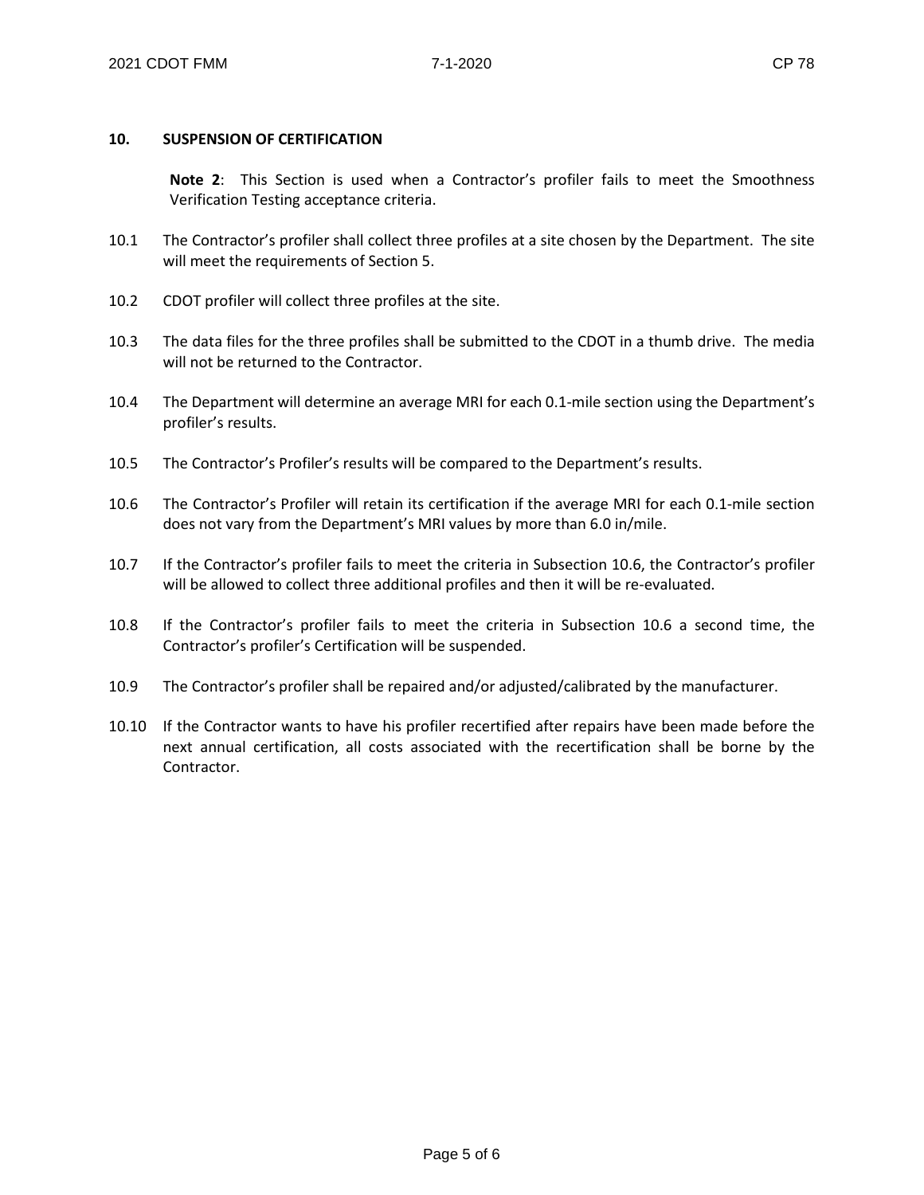## 10. SUSPENSION OF CERTIFICATION

**Note 2**: This Section is used when a Contractor's profiler fails to meet the Smoothness Verification Testing acceptance criteria.

10.1 The Contractor's profiler shall collect three profiles at a site chosen by the Department. The site will meet the requirements of Section 5.

10.2 CDOT profiler will collect three profiles at the site.

10.3 The data files for the three profiles shall be submitted to the CDOT in a thumb drive. The media will not be returned to the Contractor.

10.4 The Department will determine an average MRI for each 0.1-mile section using the Department's profiler's results.

10.5 The Contractor's Profiler's results will be compared to the Department's results.

10.6 The Contractor's Profiler will retain its certification if the average MRI for each 0.1-mile section does not vary from the Department's MRI values by more than 6.0 in/mile.

10.7 If the Contractor's profiler fails to meet the criteria in Subsection 10.6, the Contractor's profiler will be allowed to collect three additional profiles and then it will be re-evaluated.

10.8 If the Contractor's profiler fails to meet the criteria in Subsection 10.6 a second time, the Contractor's profiler's Certification will be suspended.

10.9 The Contractor's profiler shall be repaired and/or adjusted/calibrated by the manufacturer.

10.10 If the Contractor wants to have his profiler recertified after repairs have been made before the next annual certification, all costs associated with the recertification shall be borne by the Contractor.